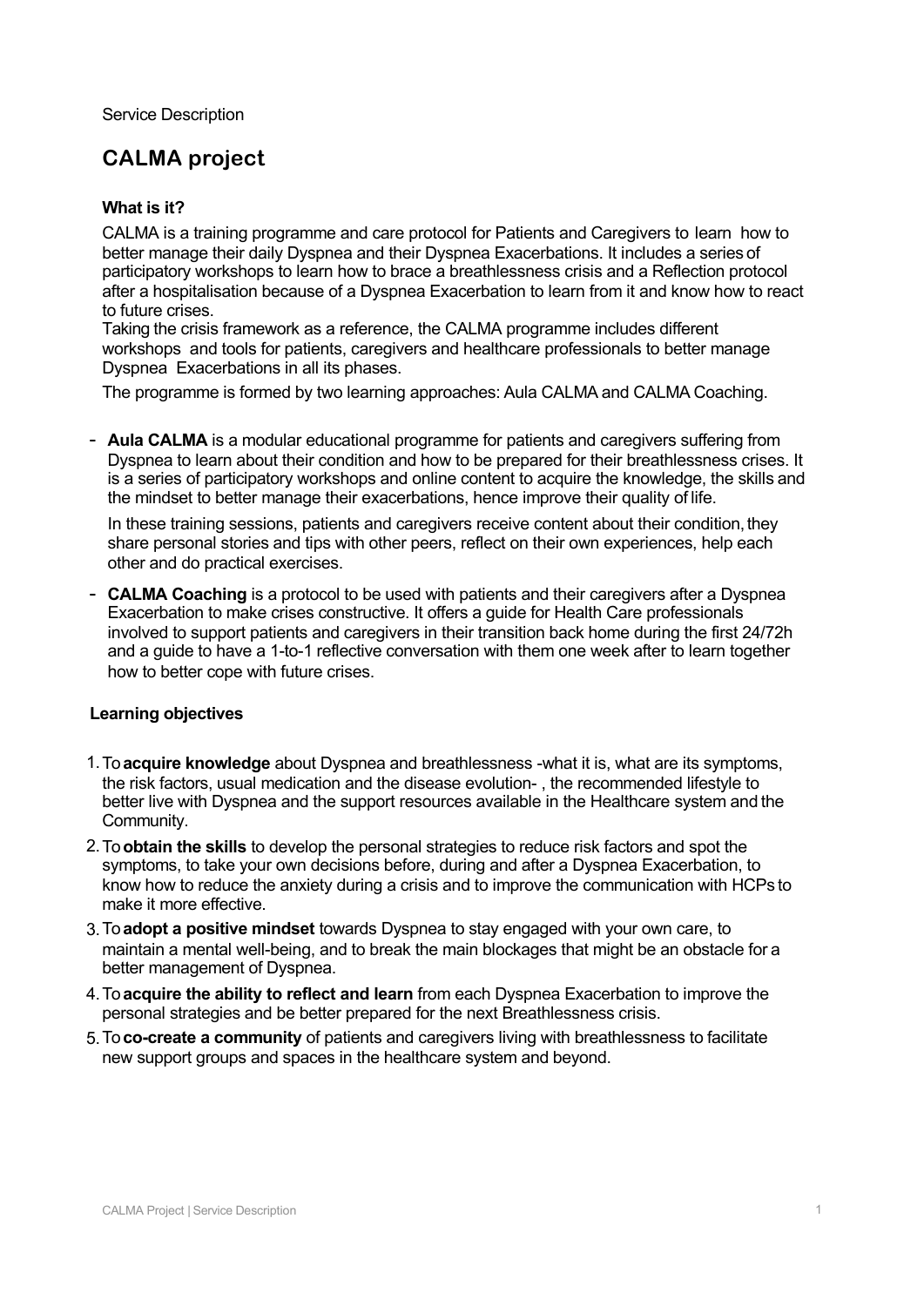Service Description

# CALMA project

### What is it?

CALMA is a training programme and care protocol for Patients and Caregivers to learn how to better manage their daily Dyspnea and their Dyspnea Exacerbations. It includes a series of participatory workshops to learn how to brace a breathlessness crisis and a Reflection protocol after a hospitalisation because of a Dyspnea Exacerbation to learn from it and know how to react to future crises.

Taking the crisis framework as a reference, the CALMA programme includes different workshops and tools for patients, caregivers and healthcare professionals to better manage Dyspnea Exacerbations in all its phases.

The programme is formed by two learning approaches: Aula CALMA and CALMA Coaching.

- **Aula CALMA** is a modular educational programme for patients and caregivers suffering from Dyspnea to learn about their condition and how to be prepared for their breathlessness crises. It is a series of participatory workshops and online content to acquire the knowledge, the skills and the mindset to better manage their exacerbations, hence improve their quality of life.

  In these training sessions, patients and caregivers receive content about their condition, they share personal stories and tips with other peers, reflect on their own experiences, help each other and do practical exercises.

- **CALMA Coaching** is a protocol to be used with patients and their caregivers after a Dyspnea Exacerbation to make crises constructive. It offers a guide for Health Care professionals involved to support patients and caregivers in their transition back home during the first 24/72h and a guide to have a 1-to-1 reflective conversation with them one week after to learn together how to better cope with future crises.

### Learning objectives

1. To **acquire knowledge** about Dyspnea and breathlessness -what it is, what are its symptoms, the risk factors, usual medication and the disease evolution- , the recommended lifestyle to better live with Dyspnea and the support resources available in the Healthcare system and the Community.
2. To **obtain the skills** to develop the personal strategies to reduce risk factors and spot the symptoms, to take your own decisions before, during and after a Dyspnea Exacerbation, to know how to reduce the anxiety during a crisis and to improve the communication with HCPs to make it more effective.
3. To **adopt a positive mindset** towards Dyspnea to stay engaged with your own care, to maintain a mental well-being, and to break the main blockages that might be an obstacle for a better management of Dyspnea.
4. To **acquire the ability to reflect and learn** from each Dyspnea Exacerbation to improve the personal strategies and be better prepared for the next Breathlessness crisis.
5. To **co-create a community** of patients and caregivers living with breathlessness to facilitate new support groups and spaces in the healthcare system and beyond.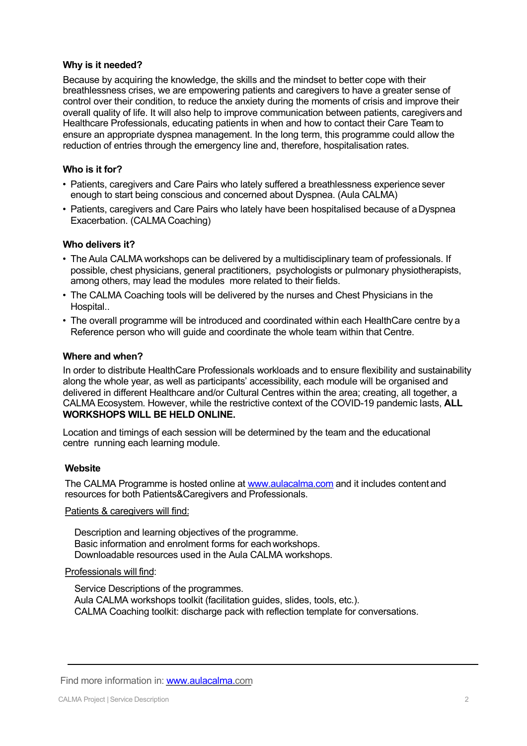### Why is it needed?

Because by acquiring the knowledge, the skills and the mindset to better cope with their breathlessness crises, we are empowering patients and caregivers to have a greater sense of control over their condition, to reduce the anxiety during the moments of crisis and improve their overall quality of life. It will also help to improve communication between patients, caregivers and Healthcare Professionals, educating patients in when and how to contact their Care Team to ensure an appropriate dyspnea management. In the long term, this programme could allow the reduction of entries through the emergency line and, therefore, hospitalisation rates.

### Who is it for?

- Patients, caregivers and Care Pairs who lately suffered a breathlessness experience sever enough to start being conscious and concerned about Dyspnea. (Aula CALMA)
- Patients, caregivers and Care Pairs who lately have been hospitalised because of a Dyspnea Exacerbation. (CALMA Coaching)

### Who delivers it?

- The Aula CALMA workshops can be delivered by a multidisciplinary team of professionals. If possible, chest physicians, general practitioners, psychologists or pulmonary physiotherapists, among others, may lead the modules more related to their fields.
- The CALMA Coaching tools will be delivered by the nurses and Chest Physicians in the Hospital..
- The overall programme will be introduced and coordinated within each HealthCare centre by a Reference person who will guide and coordinate the whole team within that Centre.

### Where and when?

In order to distribute HealthCare Professionals workloads and to ensure flexibility and sustainability along the whole year, as well as participants' accessibility, each module will be organised and delivered in different Healthcare and/or Cultural Centres within the area; creating, all together, a CALMA Ecosystem. However, while the restrictive context of the COVID-19 pandemic lasts, **ALL WORKSHOPS WILL BE HELD ONLINE.**

Location and timings of each session will be determined by the team and the educational centre running each learning module.

### Website

The CALMA Programme is hosted online at www.aulacalma.com and it includes content and resources for both Patients&Caregivers and Professionals.

Patients & caregivers will find:

Description and learning objectives of the programme.
Basic information and enrolment forms for each workshops.
Downloadable resources used in the Aula CALMA workshops.

Professionals will find:

Service Descriptions of the programmes.
Aula CALMA workshops toolkit (facilitation guides, slides, tools, etc.).
CALMA Coaching toolkit: discharge pack with reflection template for conversations.

Find more information in: www.aulacalma.com